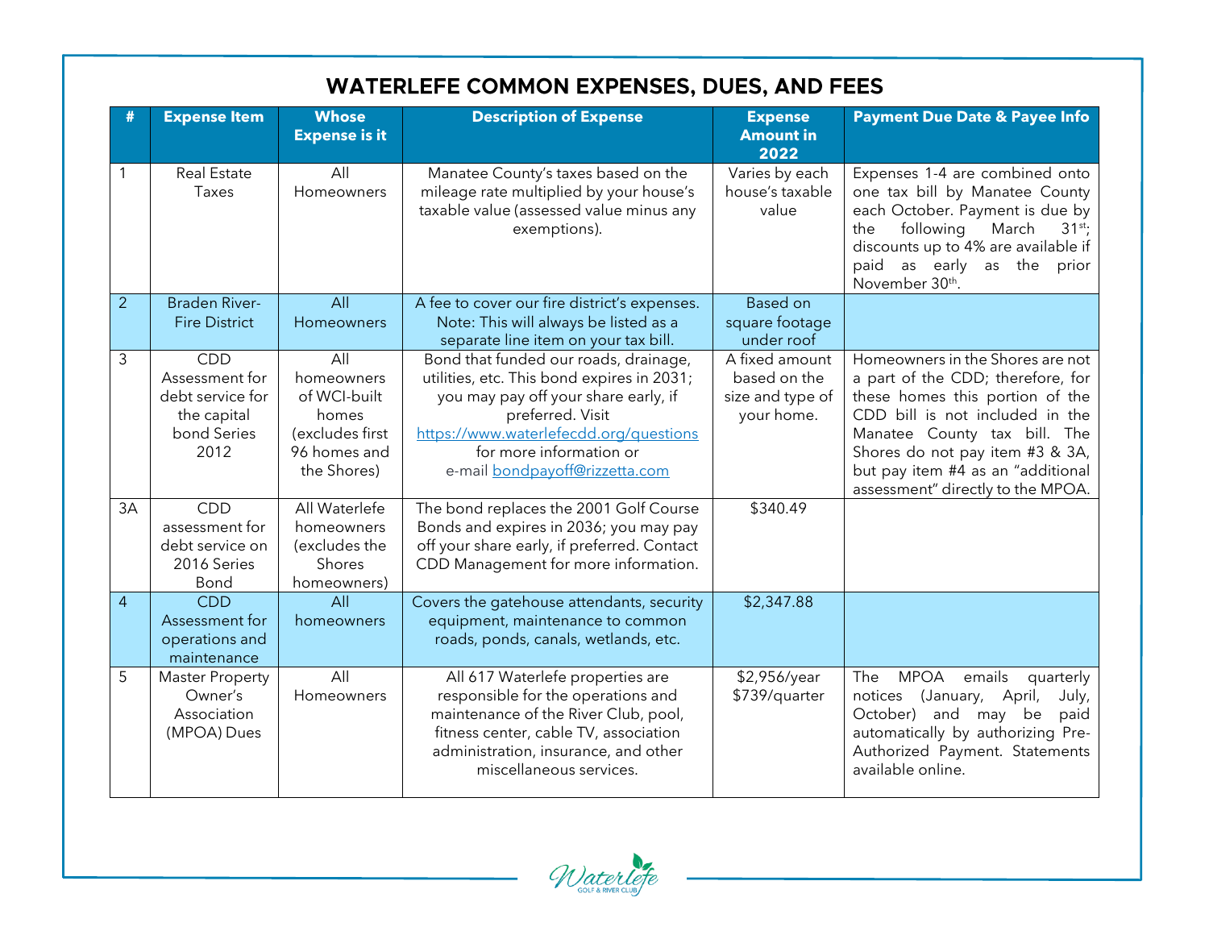# WATERLEFE COMMON EXPENSES, DUES, AND FEES

| # | Expense Item | Whose Expense is it | Description of Expense | Expense Amount in 2022 | Payment Due Date & Payee Info |
|---|---|---|---|---|---|
| 1 | Real Estate Taxes | All Homeowners | Manatee County's taxes based on the mileage rate multiplied by your house's taxable value (assessed value minus any exemptions). | Varies by each house's taxable value | Expenses 1-4 are combined onto one tax bill by Manatee County each October. Payment is due by the following March 31st; discounts up to 4% are available if paid as early as the prior November 30th. |
| 2 | Braden River-Fire District | All Homeowners | A fee to cover our fire district's expenses. Note: This will always be listed as a separate line item on your tax bill. | Based on square footage under roof | |
| 3 | CDD Assessment for debt service for the capital bond Series 2012 | All homeowners of WCI-built homes (excludes first 96 homes and the Shores) | Bond that funded our roads, drainage, utilities, etc. This bond expires in 2031; you may pay off your share early, if preferred. Visit https://www.waterlefecdd.org/questions for more information or e-mail bondpayoff@rizzetta.com | A fixed amount based on the size and type of your home. | Homeowners in the Shores are not a part of the CDD; therefore, for these homes this portion of the CDD bill is not included in the Manatee County tax bill. The Shores do not pay item #3 & 3A, but pay item #4 as an "additional assessment" directly to the MPOA. |
| 3A | CDD assessment for debt service on 2016 Series Bond | All Waterlefe homeowners (excludes the Shores homeowners) | The bond replaces the 2001 Golf Course Bonds and expires in 2036; you may pay off your share early, if preferred. Contact CDD Management for more information. | $340.49 | |
| 4 | CDD Assessment for operations and maintenance | All homeowners | Covers the gatehouse attendants, security equipment, maintenance to common roads, ponds, canals, wetlands, etc. | $2,347.88 | |
| 5 | Master Property Owner's Association (MPOA) Dues | All Homeowners | All 617 Waterlefe properties are responsible for the operations and maintenance of the River Club, pool, fitness center, cable TV, association administration, insurance, and other miscellaneous services. | $2,956/year $739/quarter | The MPOA emails quarterly notices (January, April, July, October) and may be paid automatically by authorizing Pre-Authorized Payment. Statements available online. |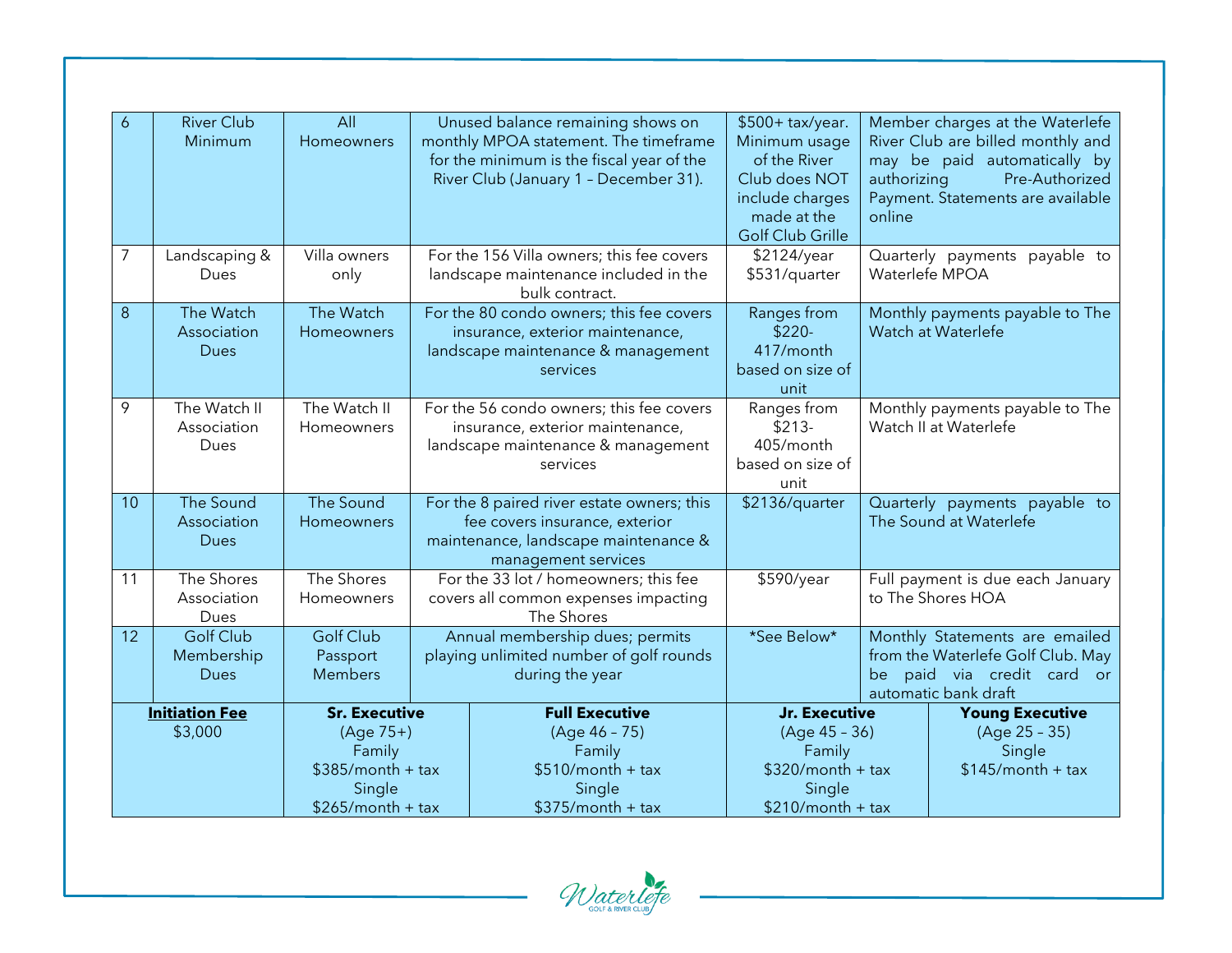| 6 | River Club Minimum | All Homeowners | Unused balance remaining shows on monthly MPOA statement. The timeframe for the minimum is the fiscal year of the River Club (January 1 – December 31). | $500+ tax/year. Minimum usage of the River Club does NOT include charges made at the Golf Club Grille | Member charges at the Waterlefe River Club are billed monthly and may be paid automatically by authorizing Pre-Authorized Payment. Statements are available online |
|---|---|---|---|---|---|
| 7 | Landscaping & Dues | Villa owners only | For the 156 Villa owners; this fee covers landscape maintenance included in the bulk contract. | $2124/year $531/quarter | Quarterly payments payable to Waterlefe MPOA |
| 8 | The Watch Association Dues | The Watch Homeowners | For the 80 condo owners; this fee covers insurance, exterior maintenance, landscape maintenance & management services | Ranges from $220-417/month based on size of unit | Monthly payments payable to The Watch at Waterlefe |
| 9 | The Watch II Association Dues | The Watch II Homeowners | For the 56 condo owners; this fee covers insurance, exterior maintenance, landscape maintenance & management services | Ranges from $213-405/month based on size of unit | Monthly payments payable to The Watch II at Waterlefe |
| 10 | The Sound Association Dues | The Sound Homeowners | For the 8 paired river estate owners; this fee covers insurance, exterior maintenance, landscape maintenance & management services | $2136/quarter | Quarterly payments payable to The Sound at Waterlefe |
| 11 | The Shores Association Dues | The Shores Homeowners | For the 33 lot / homeowners; this fee covers all common expenses impacting The Shores | $590/year | Full payment is due each January to The Shores HOA |
| 12 | Golf Club Membership Dues | Golf Club Passport Members | Annual membership dues; permits playing unlimited number of golf rounds during the year | \*See Below\* | Monthly Statements are emailed from the Waterlefe Golf Club. May be paid via credit card or automatic bank draft |

| **Initiation Fee** | **Sr. Executive** | **Full Executive** | **Jr. Executive** | **Young Executive** |
|---|---|---|---|---|
| $3,000 | (Age 75+) Family $385/month + tax Single $265/month + tax | (Age 46 – 75) Family $510/month + tax Single $375/month + tax | (Age 45 – 36) Family $320/month + tax Single $210/month + tax | (Age 25 – 35) Single $145/month + tax |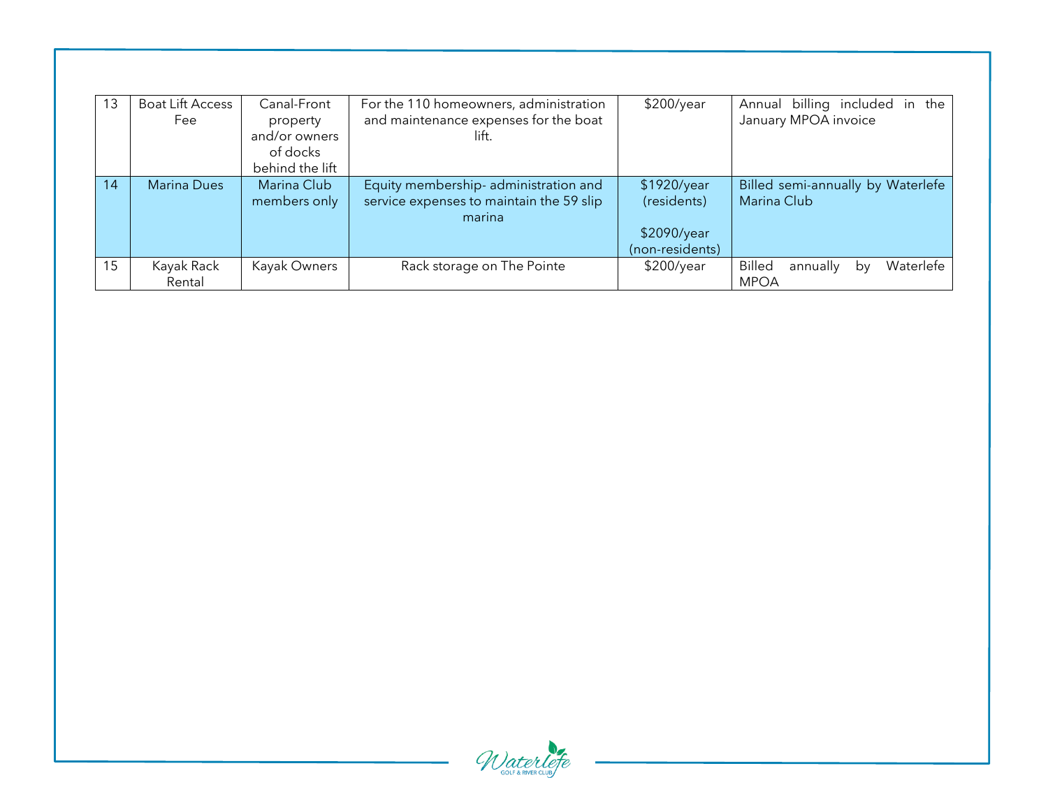| | | | | | |
|---|---|---|---|---|---|
| 13 | Boat Lift Access Fee | Canal-Front property and/or owners of docks behind the lift | For the 110 homeowners, administration and maintenance expenses for the boat lift. | $200/year | Annual billing included in the January MPOA invoice |
| 14 | Marina Dues | Marina Club members only | Equity membership- administration and service expenses to maintain the 59 slip marina | $1920/year (residents)<br><br>$2090/year (non-residents) | Billed semi-annually by Waterlefe Marina Club |
| 15 | Kayak Rack Rental | Kayak Owners | Rack storage on The Pointe | $200/year | Billed annually by Waterlefe MPOA |